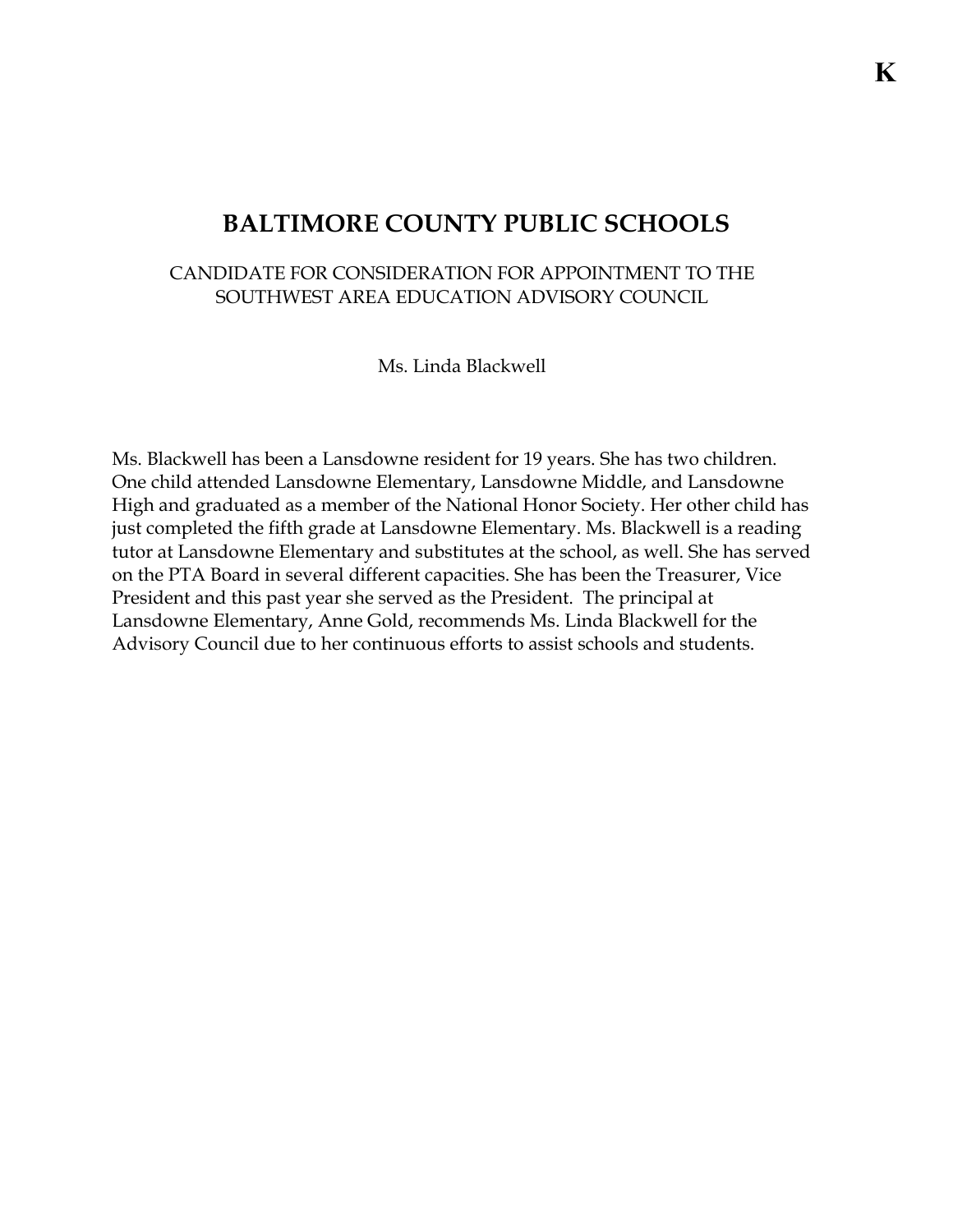**K**

# BALTIMORE COUNTY PUBLIC SCHOOLS

CANDIDATE FOR CONSIDERATION FOR APPOINTMENT TO THE SOUTHWEST AREA EDUCATION ADVISORY COUNCIL

Ms. Linda Blackwell

Ms. Blackwell has been a Lansdowne resident for 19 years. She has two children. One child attended Lansdowne Elementary, Lansdowne Middle, and Lansdowne High and graduated as a member of the National Honor Society. Her other child has just completed the fifth grade at Lansdowne Elementary. Ms. Blackwell is a reading tutor at Lansdowne Elementary and substitutes at the school, as well. She has served on the PTA Board in several different capacities. She has been the Treasurer, Vice President and this past year she served as the President. The principal at Lansdowne Elementary, Anne Gold, recommends Ms. Linda Blackwell for the Advisory Council due to her continuous efforts to assist schools and students.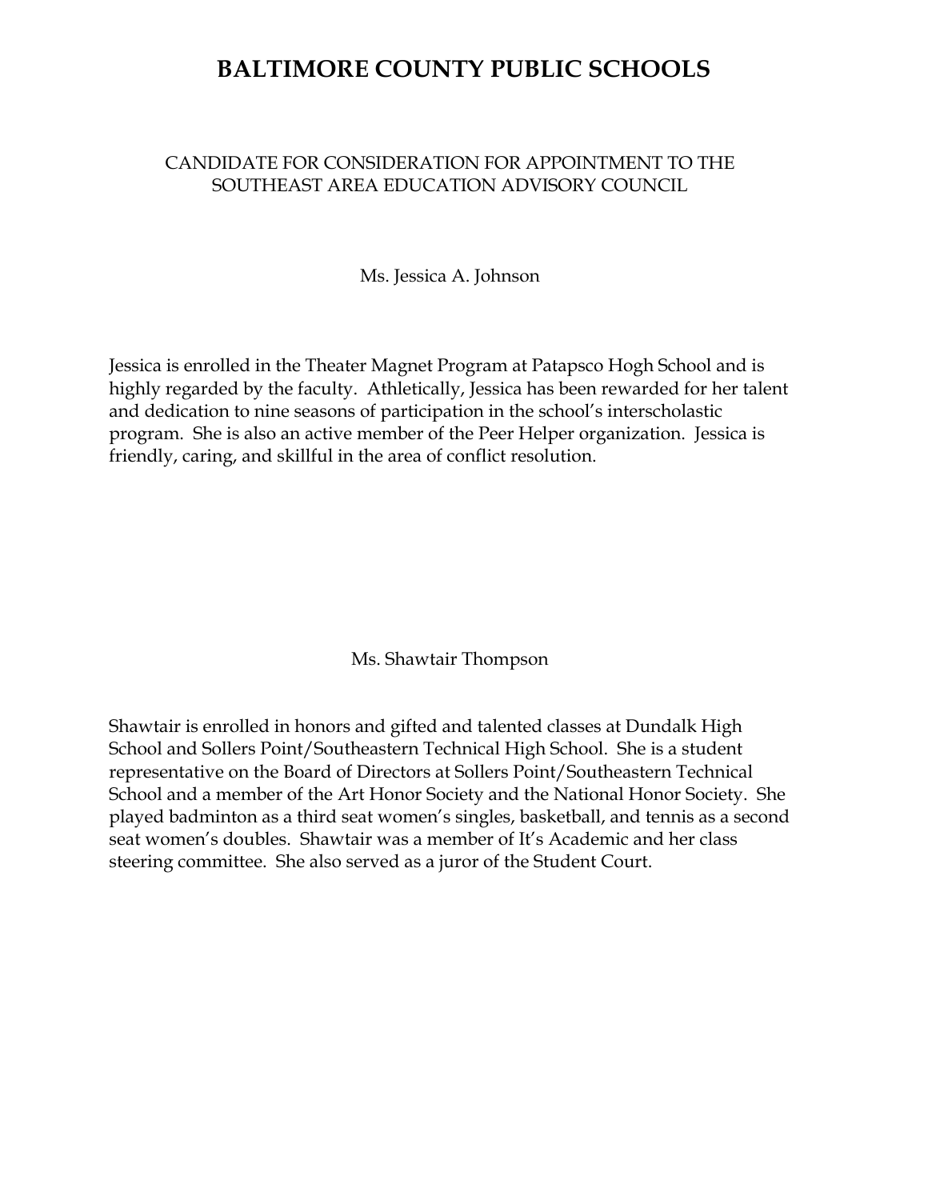# BALTIMORE COUNTY PUBLIC SCHOOLS

CANDIDATE FOR CONSIDERATION FOR APPOINTMENT TO THE SOUTHEAST AREA EDUCATION ADVISORY COUNCIL

Ms. Jessica A. Johnson

Jessica is enrolled in the Theater Magnet Program at Patapsco Hogh School and is highly regarded by the faculty. Athletically, Jessica has been rewarded for her talent and dedication to nine seasons of participation in the school's interscholastic program. She is also an active member of the Peer Helper organization. Jessica is friendly, caring, and skillful in the area of conflict resolution.

Ms. Shawtair Thompson

Shawtair is enrolled in honors and gifted and talented classes at Dundalk High School and Sollers Point/Southeastern Technical High School. She is a student representative on the Board of Directors at Sollers Point/Southeastern Technical School and a member of the Art Honor Society and the National Honor Society. She played badminton as a third seat women's singles, basketball, and tennis as a second seat women's doubles. Shawtair was a member of It's Academic and her class steering committee. She also served as a juror of the Student Court.